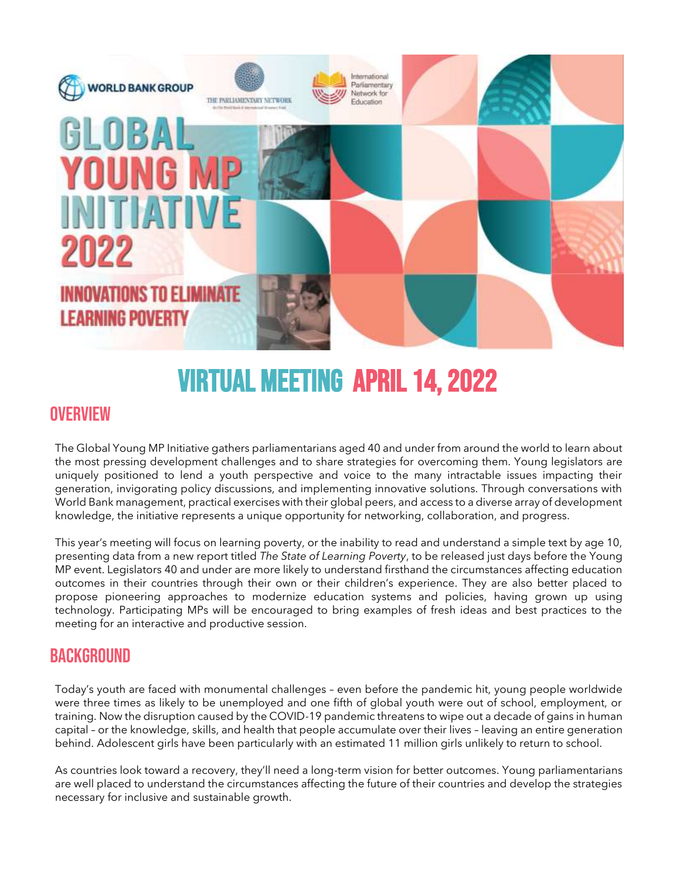WORLD BANK GROUP

THE PARLIAMENTARY NETWORK

International Parliamentary Network for Education

# GLOBAL YOUNG MP INITIATIVE 2022

## INNOVATIONS TO ELIMINATE LEARNING POVERTY

## VIRTUAL MEETING APRIL 14, 2022

## OVERVIEW

The Global Young MP Initiative gathers parliamentarians aged 40 and under from around the world to learn about the most pressing development challenges and to share strategies for overcoming them. Young legislators are uniquely positioned to lend a youth perspective and voice to the many intractable issues impacting their generation, invigorating policy discussions, and implementing innovative solutions. Through conversations with World Bank management, practical exercises with their global peers, and access to a diverse array of development knowledge, the initiative represents a unique opportunity for networking, collaboration, and progress.

This year's meeting will focus on learning poverty, or the inability to read and understand a simple text by age 10, presenting data from a new report titled *The State of Learning Poverty*, to be released just days before the Young MP event. Legislators 40 and under are more likely to understand firsthand the circumstances affecting education outcomes in their countries through their own or their children's experience. They are also better placed to propose pioneering approaches to modernize education systems and policies, having grown up using technology. Participating MPs will be encouraged to bring examples of fresh ideas and best practices to the meeting for an interactive and productive session.

## BACKGROUND

Today's youth are faced with monumental challenges – even before the pandemic hit, young people worldwide were three times as likely to be unemployed and one fifth of global youth were out of school, employment, or training. Now the disruption caused by the COVID-19 pandemic threatens to wipe out a decade of gains in human capital – or the knowledge, skills, and health that people accumulate over their lives – leaving an entire generation behind. Adolescent girls have been particularly with an estimated 11 million girls unlikely to return to school.

As countries look toward a recovery, they'll need a long-term vision for better outcomes. Young parliamentarians are well placed to understand the circumstances affecting the future of their countries and develop the strategies necessary for inclusive and sustainable growth.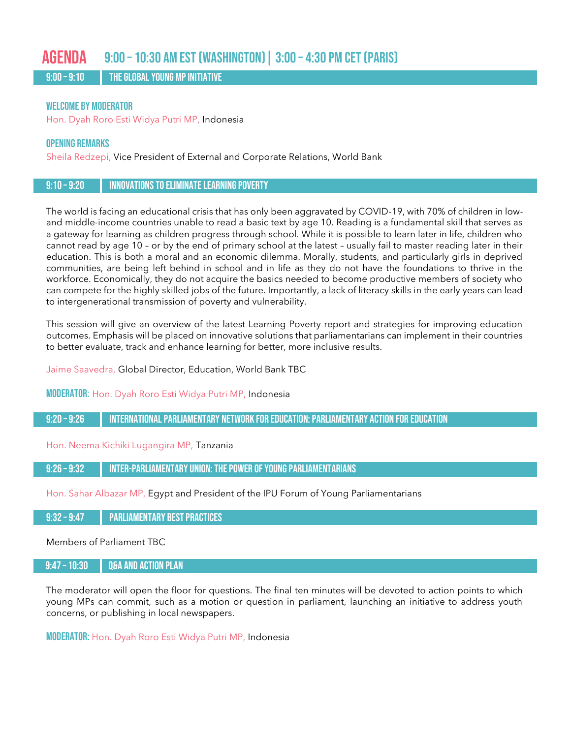# AGENDA 9:00 – 10:30 AM EST (WASHINGTON) | 3:00 – 4:30 PM CET (PARIS)

## 9:00 – 9:10 THE GLOBAL YOUNG MP INITIATIVE

**WELCOME BY MODERATOR**

Hon. Dyah Roro Esti Widya Putri MP, Indonesia

**OPENING REMARKS**

Sheila Redzepi, Vice President of External and Corporate Relations, World Bank

## 9:10 – 9:20 INNOVATIONS TO ELIMINATE LEARNING POVERTY

The world is facing an educational crisis that has only been aggravated by COVID-19, with 70% of children in low- and middle-income countries unable to read a basic text by age 10. Reading is a fundamental skill that serves as a gateway for learning as children progress through school. While it is possible to learn later in life, children who cannot read by age 10 – or by the end of primary school at the latest – usually fail to master reading later in their education. This is both a moral and an economic dilemma. Morally, students, and particularly girls in deprived communities, are being left behind in school and in life as they do not have the foundations to thrive in the workforce. Economically, they do not acquire the basics needed to become productive members of society who can compete for the highly skilled jobs of the future. Importantly, a lack of literacy skills in the early years can lead to intergenerational transmission of poverty and vulnerability.

This session will give an overview of the latest Learning Poverty report and strategies for improving education outcomes. Emphasis will be placed on innovative solutions that parliamentarians can implement in their countries to better evaluate, track and enhance learning for better, more inclusive results.

Jaime Saavedra, Global Director, Education, World Bank TBC

**MODERATOR:** Hon. Dyah Roro Esti Widya Putri MP, Indonesia

## 9:20 – 9:26 INTERNATIONAL PARLIAMENTARY NETWORK FOR EDUCATION: PARLIAMENTARY ACTION FOR EDUCATION

Hon. Neema Kichiki Lugangira MP, Tanzania

## 9:26 – 9:32 INTER-PARLIAMENTARY UNION: THE POWER OF YOUNG PARLIAMENTARIANS

Hon. Sahar Albazar MP, Egypt and President of the IPU Forum of Young Parliamentarians

## 9:32 – 9:47 PARLIAMENTARY BEST PRACTICES

Members of Parliament TBC

## 9:47 – 10:30 Q&A AND ACTION PLAN

The moderator will open the floor for questions. The final ten minutes will be devoted to action points to which young MPs can commit, such as a motion or question in parliament, launching an initiative to address youth concerns, or publishing in local newspapers.

**MODERATOR:** Hon. Dyah Roro Esti Widya Putri MP, Indonesia